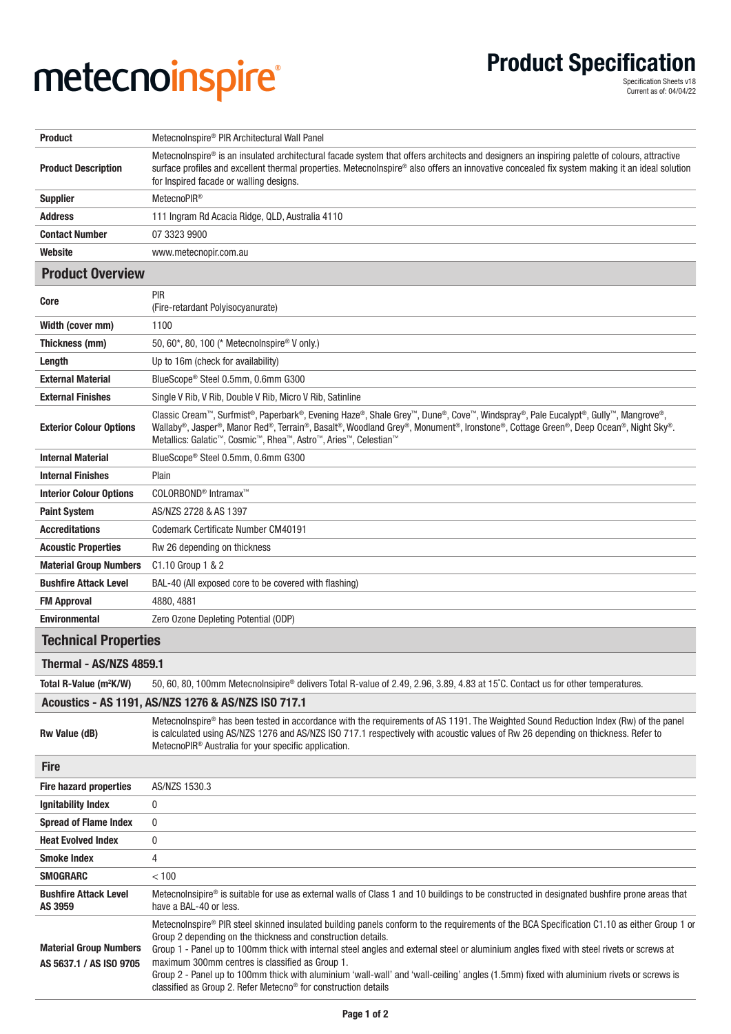# metecnoinspire®

## Product Specification

Specification Sheets v18
Current as of: 04/04/22

| | |
|---|---|
| **Product** | MetecnoInspire® PIR Architectural Wall Panel |
| **Product Description** | MetecnoInspire® is an insulated architectural facade system that offers architects and designers an inspiring palette of colours, attractive surface profiles and excellent thermal properties. MetecnoInspire® also offers an innovative concealed fix system making it an ideal solution for Inspired facade or walling designs. |
| **Supplier** | MetecnoPIR® |
| **Address** | 111 Ingram Rd Acacia Ridge, QLD, Australia 4110 |
| **Contact Number** | 07 3323 9900 |
| **Website** | www.metecnopir.com.au |

## Product Overview

| | |
|---|---|
| **Core** | PIR (Fire-retardant Polyisocyanurate) |
| **Width (cover mm)** | 1100 |
| **Thickness (mm)** | 50, 60*, 80, 100 (* MetecnoInspire® V only.) |
| **Length** | Up to 16m (check for availability) |
| **External Material** | BlueScope® Steel 0.5mm, 0.6mm G300 |
| **External Finishes** | Single V Rib, V Rib, Double V Rib, Micro V Rib, Satinline |
| **Exterior Colour Options** | Classic Cream™, Surfmist®, Paperbark®, Evening Haze®, Shale Grey™, Dune®, Cove™, Windspray®, Pale Eucalypt®, Gully™, Mangrove®, Wallaby®, Jasper®, Manor Red®, Terrain®, Basalt®, Woodland Grey®, Monument®, Ironstone®, Cottage Green®, Deep Ocean®, Night Sky®. Metallics: Galatic™, Cosmic™, Rhea™, Astro™, Aries™, Celestian™ |
| **Internal Material** | BlueScope® Steel 0.5mm, 0.6mm G300 |
| **Internal Finishes** | Plain |
| **Interior Colour Options** | COLORBOND® Intramax™ |
| **Paint System** | AS/NZS 2728 & AS 1397 |
| **Accreditations** | Codemark Certificate Number CM40191 |
| **Acoustic Properties** | Rw 26 depending on thickness |
| **Material Group Numbers** | C1.10 Group 1 & 2 |
| **Bushfire Attack Level** | BAL-40 (All exposed core to be covered with flashing) |
| **FM Approval** | 4880, 4881 |
| **Environmental** | Zero Ozone Depleting Potential (ODP) |

## Technical Properties

### Thermal - AS/NZS 4859.1

| | |
|---|---|
| **Total R-Value (m²K/W)** | 50, 60, 80, 100mm MetecnoInsipire® delivers Total R-value of 2.49, 2.96, 3.89, 4.83 at 15˚C. Contact us for other temperatures. |

### Acoustics - AS 1191, AS/NZS 1276 & AS/NZS ISO 717.1

| | |
|---|---|
| **Rw Value (dB)** | MetecnoInspire® has been tested in accordance with the requirements of AS 1191. The Weighted Sound Reduction Index (Rw) of the panel is calculated using AS/NZS 1276 and AS/NZS ISO 717.1 respectively with acoustic values of Rw 26 depending on thickness. Refer to MetecnoPIR® Australia for your specific application. |

### Fire

| | |
|---|---|
| **Fire hazard properties** | AS/NZS 1530.3 |
| **Ignitability Index** | 0 |
| **Spread of Flame Index** | 0 |
| **Heat Evolved Index** | 0 |
| **Smoke Index** | 4 |
| **SMOGRARC** | < 100 |
| **Bushfire Attack Level AS 3959** | MetecnoInsipire® is suitable for use as external walls of Class 1 and 10 buildings to be constructed in designated bushfire prone areas that have a BAL-40 or less. |
| **Material Group Numbers AS 5637.1 / AS ISO 9705** | MetecnoInspire® PIR steel skinned insulated building panels conform to the requirements of the BCA Specification C1.10 as either Group 1 or Group 2 depending on the thickness and construction details. Group 1 - Panel up to 100mm thick with internal steel angles and external steel or aluminium angles fixed with steel rivets or screws at maximum 300mm centres is classified as Group 1. Group 2 - Panel up to 100mm thick with aluminium 'wall-wall' and 'wall-ceiling' angles (1.5mm) fixed with aluminium rivets or screws is classified as Group 2. Refer Metecno® for construction details |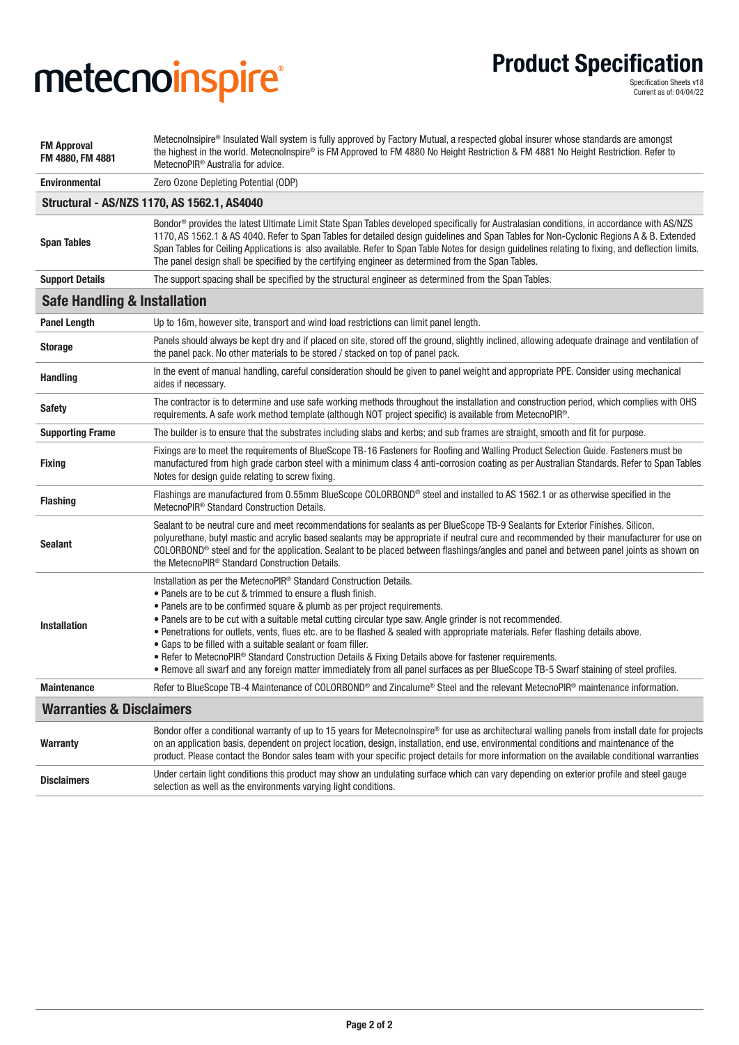**metecnoinspire®**

# Product Specification

Specification Sheets v18
Current as of: 04/04/22

| | |
|---|---|
| **FM Approval FM 4880, FM 4881** | MetecnoInspire® Insulated Wall system is fully approved by Factory Mutual, a respected global insurer whose standards are amongst the highest in the world. MetecnoInspire® is FM Approved to FM 4880 No Height Restriction & FM 4881 No Height Restriction. Refer to MetecnoPIR® Australia for advice. |
| **Environmental** | Zero Ozone Depleting Potential (ODP) |
| **Structural - AS/NZS 1170, AS 1562.1, AS4040** | |
| **Span Tables** | Bondor® provides the latest Ultimate Limit State Span Tables developed specifically for Australasian conditions, in accordance with AS/NZS 1170, AS 1562.1 & AS 4040. Refer to Span Tables for detailed design guidelines and Span Tables for Non-Cyclonic Regions A & B. Extended Span Tables for Ceiling Applications is also available. Refer to Span Table Notes for design guidelines relating to fixing, and deflection limits. The panel design shall be specified by the certifying engineer as determined from the Span Tables. |
| **Support Details** | The support spacing shall be specified by the structural engineer as determined from the Span Tables. |

## Safe Handling & Installation

| | |
|---|---|
| **Panel Length** | Up to 16m, however site, transport and wind load restrictions can limit panel length. |
| **Storage** | Panels should always be kept dry and if placed on site, stored off the ground, slightly inclined, allowing adequate drainage and ventilation of the panel pack. No other materials to be stored / stacked on top of panel pack. |
| **Handling** | In the event of manual handling, careful consideration should be given to panel weight and appropriate PPE. Consider using mechanical aides if necessary. |
| **Safety** | The contractor is to determine and use safe working methods throughout the installation and construction period, which complies with OHS requirements. A safe work method template (although NOT project specific) is available from MetecnoPIR®. |
| **Supporting Frame** | The builder is to ensure that the substrates including slabs and kerbs; and sub frames are straight, smooth and fit for purpose. |
| **Fixing** | Fixings are to meet the requirements of BlueScope TB-16 Fasteners for Roofing and Walling Product Selection Guide. Fasteners must be manufactured from high grade carbon steel with a minimum class 4 anti-corrosion coating as per Australian Standards. Refer to Span Tables Notes for design guide relating to screw fixing. |
| **Flashing** | Flashings are manufactured from 0.55mm BlueScope COLORBOND® steel and installed to AS 1562.1 or as otherwise specified in the MetecnoPIR® Standard Construction Details. |
| **Sealant** | Sealant to be neutral cure and meet recommendations for sealants as per BlueScope TB-9 Sealants for Exterior Finishes. Silicon, polyurethane, butyl mastic and acrylic based sealants may be appropriate if neutral cure and recommended by their manufacturer for use on COLORBOND® steel and for the application. Sealant to be placed between flashings/angles and panel and between panel joints as shown on the MetecnoPIR® Standard Construction Details. |
| **Installation** | Installation as per the MetecnoPIR® Standard Construction Details.<br>• Panels are to be cut & trimmed to ensure a flush finish.<br>• Panels are to be confirmed square & plumb as per project requirements.<br>• Panels are to be cut with a suitable metal cutting circular type saw. Angle grinder is not recommended.<br>• Penetrations for outlets, vents, flues etc. are to be flashed & sealed with appropriate materials. Refer flashing details above.<br>• Gaps to be filled with a suitable sealant or foam filler.<br>• Refer to MetecnoPIR® Standard Construction Details & Fixing Details above for fastener requirements.<br>• Remove all swarf and any foreign matter immediately from all panel surfaces as per BlueScope TB-5 Swarf staining of steel profiles. |
| **Maintenance** | Refer to BlueScope TB-4 Maintenance of COLORBOND® and Zincalume® Steel and the relevant MetecnoPIR® maintenance information. |

## Warranties & Disclaimers

| | |
|---|---|
| **Warranty** | Bondor offer a conditional warranty of up to 15 years for MetecnoInspire® for use as architectural walling panels from install date for projects on an application basis, dependent on project location, design, installation, end use, environmental conditions and maintenance of the product. Please contact the Bondor sales team with your specific project details for more information on the available conditional warranties |
| **Disclaimers** | Under certain light conditions this product may show an undulating surface which can vary depending on exterior profile and steel gauge selection as well as the environments varying light conditions. |